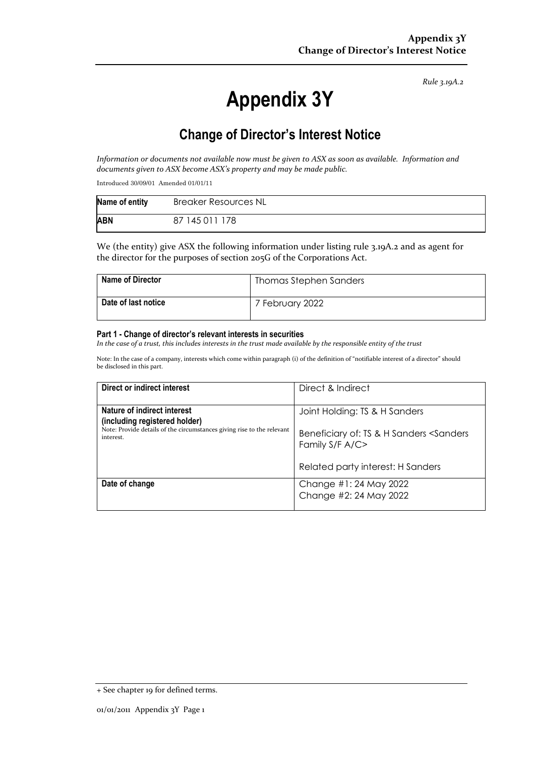*Rule 3.19A.2*

# Appendix 3Y

## Change of Director's Interest Notice

*Information or documents not available now must be given to ASX as soon as available. Information and documents given to ASX become ASX's property and may be made public.*

Introduced 30/09/01 Amended 01/01/11

| **Name of entity** | Breaker Resources NL |
|---|---|
| **ABN** | 87 145 011 178 |

We (the entity) give ASX the following information under listing rule 3.19A.2 and as agent for the director for the purposes of section 205G of the Corporations Act.

| **Name of Director** | Thomas Stephen Sanders |
|---|---|
| **Date of last notice** | 7 February 2022 |

#### Part 1 - Change of director's relevant interests in securities

*In the case of a trust, this includes interests in the trust made available by the responsible entity of the trust*

Note: In the case of a company, interests which come within paragraph (i) of the definition of "notifiable interest of a director" should be disclosed in this part.

| **Direct or indirect interest** | Direct & Indirect |
|---|---|
| **Nature of indirect interest (including registered holder)**<br>Note: Provide details of the circumstances giving rise to the relevant interest. | Joint Holding: TS & H Sanders<br><br>Beneficiary of: TS & H Sanders <Sanders Family S/F A/C><br><br>Related party interest: H Sanders |
| **Date of change** | Change #1: 24 May 2022<br>Change #2: 24 May 2022 |

+ See chapter 19 for defined terms.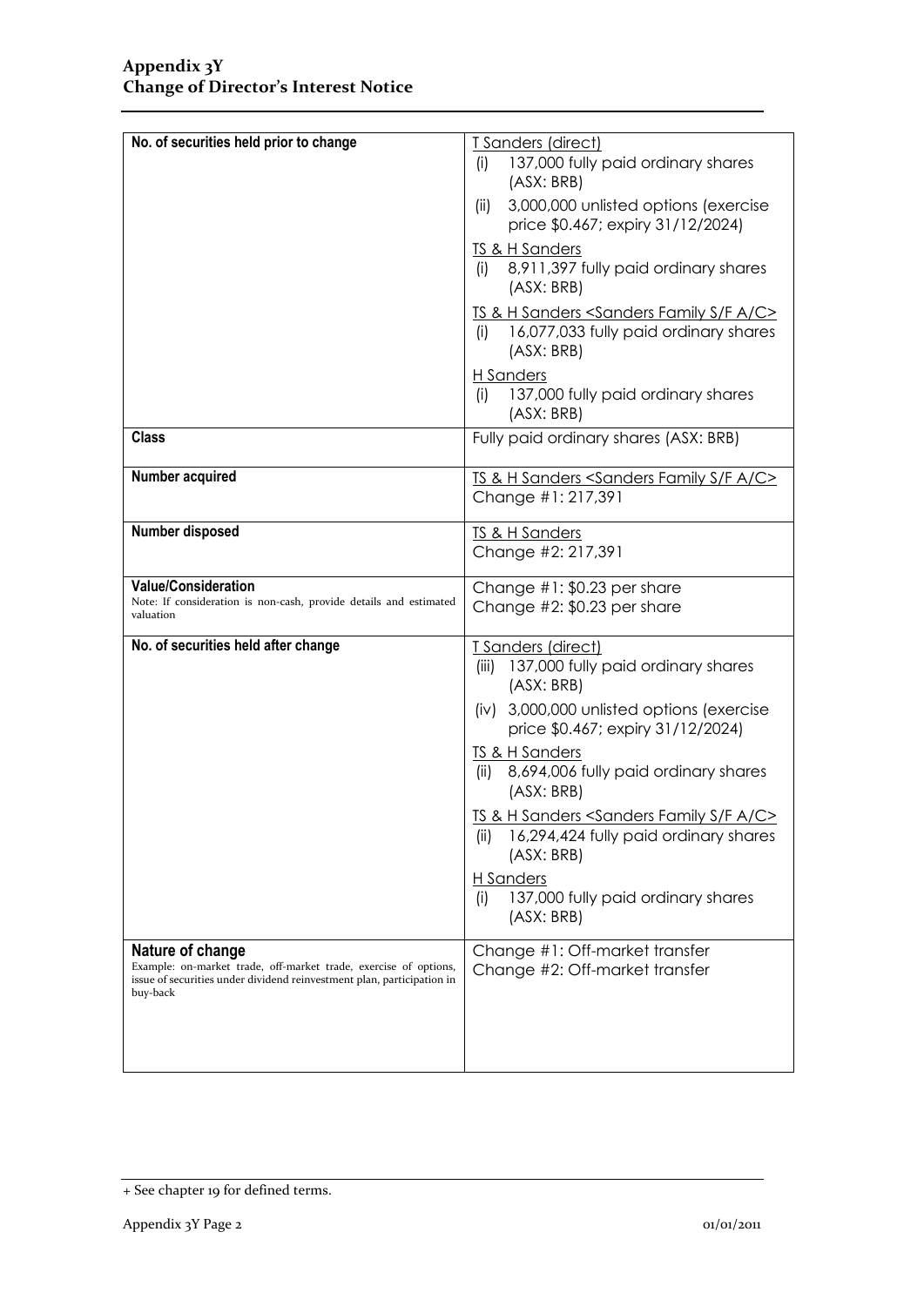## Appendix 3Y
## Change of Director's Interest Notice

| | |
|---|---|
| **No. of securities held prior to change** | <u>T Sanders (direct)</u><br>(i) 137,000 fully paid ordinary shares (ASX: BRB)<br>(ii) 3,000,000 unlisted options (exercise price $0.467; expiry 31/12/2024)<br><u>TS & H Sanders</u><br>(i) 8,911,397 fully paid ordinary shares (ASX: BRB)<br><u>TS & H Sanders <Sanders Family S/F A/C></u><br>(i) 16,077,033 fully paid ordinary shares (ASX: BRB)<br><u>H Sanders</u><br>(i) 137,000 fully paid ordinary shares (ASX: BRB) |
| **Class** | Fully paid ordinary shares (ASX: BRB) |
| **Number acquired** | <u>TS & H Sanders <Sanders Family S/F A/C></u><br>Change #1: 217,391 |
| **Number disposed** | <u>TS & H Sanders</u><br>Change #2: 217,391 |
| **Value/Consideration**<br>Note: If consideration is non-cash, provide details and estimated valuation | Change #1: $0.23 per share<br>Change #2: $0.23 per share |
| **No. of securities held after change** | <u>T Sanders (direct)</u><br>(iii) 137,000 fully paid ordinary shares (ASX: BRB)<br>(iv) 3,000,000 unlisted options (exercise price $0.467; expiry 31/12/2024)<br><u>TS & H Sanders</u><br>(ii) 8,694,006 fully paid ordinary shares (ASX: BRB)<br><u>TS & H Sanders <Sanders Family S/F A/C></u><br>(ii) 16,294,424 fully paid ordinary shares (ASX: BRB)<br><u>H Sanders</u><br>(i) 137,000 fully paid ordinary shares (ASX: BRB) |
| **Nature of change**<br>Example: on-market trade, off-market trade, exercise of options, issue of securities under dividend reinvestment plan, participation in buy-back | Change #1: Off-market transfer<br>Change #2: Off-market transfer |

+ See chapter 19 for defined terms.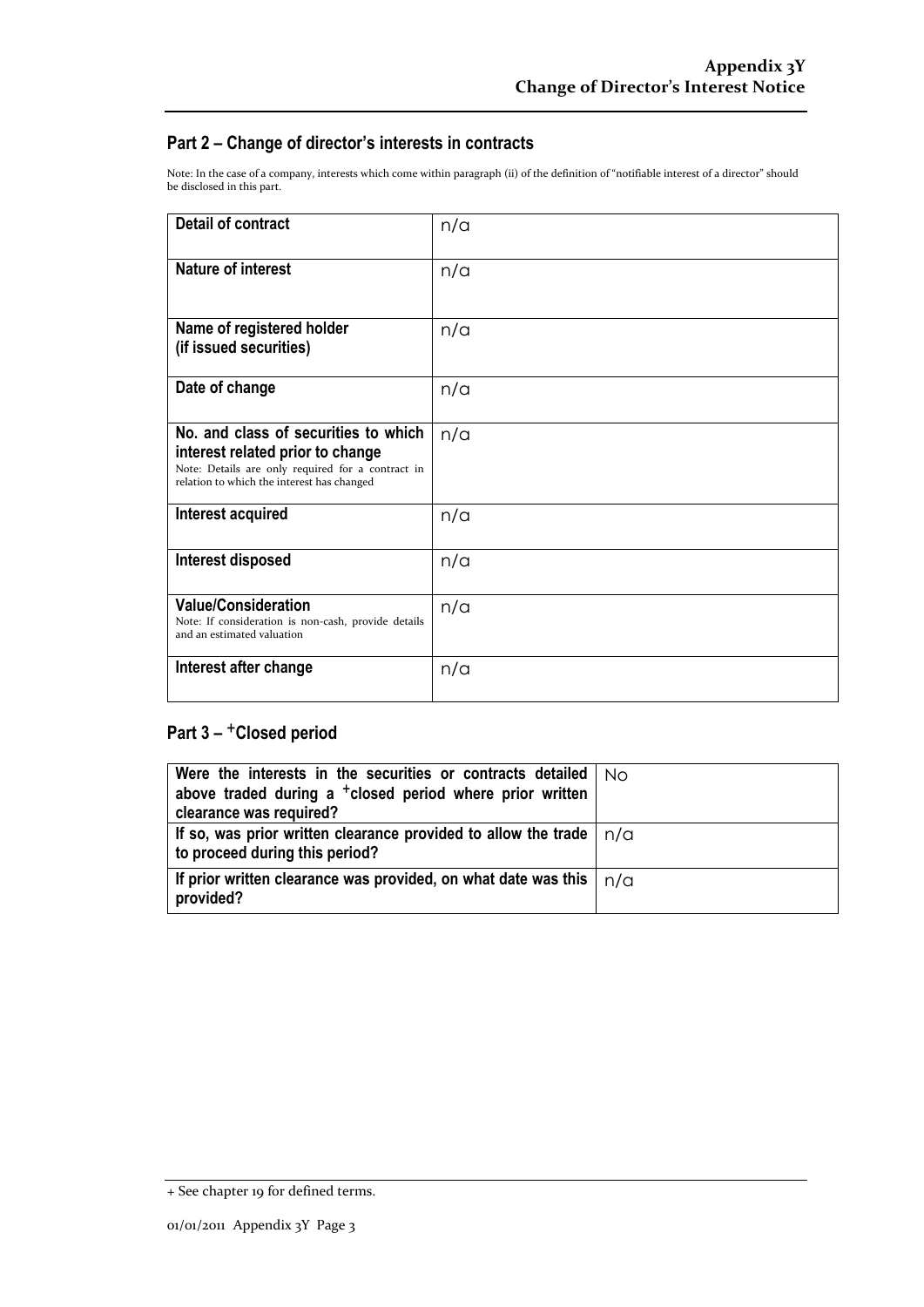## Part 2 – Change of director's interests in contracts

Note: In the case of a company, interests which come within paragraph (ii) of the definition of "notifiable interest of a director" should be disclosed in this part.

| | |
|---|---|
| **Detail of contract** | n/a |
| **Nature of interest** | n/a |
| **Name of registered holder (if issued securities)** | n/a |
| **Date of change** | n/a |
| **No. and class of securities to which interest related prior to change** Note: Details are only required for a contract in relation to which the interest has changed | n/a |
| **Interest acquired** | n/a |
| **Interest disposed** | n/a |
| **Value/Consideration** Note: If consideration is non-cash, provide details and an estimated valuation | n/a |
| **Interest after change** | n/a |

## Part 3 – +Closed period

| | |
|---|---|
| **Were the interests in the securities or contracts detailed above traded during a +closed period where prior written clearance was required?** | No |
| **If so, was prior written clearance provided to allow the trade to proceed during this period?** | n/a |
| **If prior written clearance was provided, on what date was this provided?** | n/a |

+ See chapter 19 for defined terms.